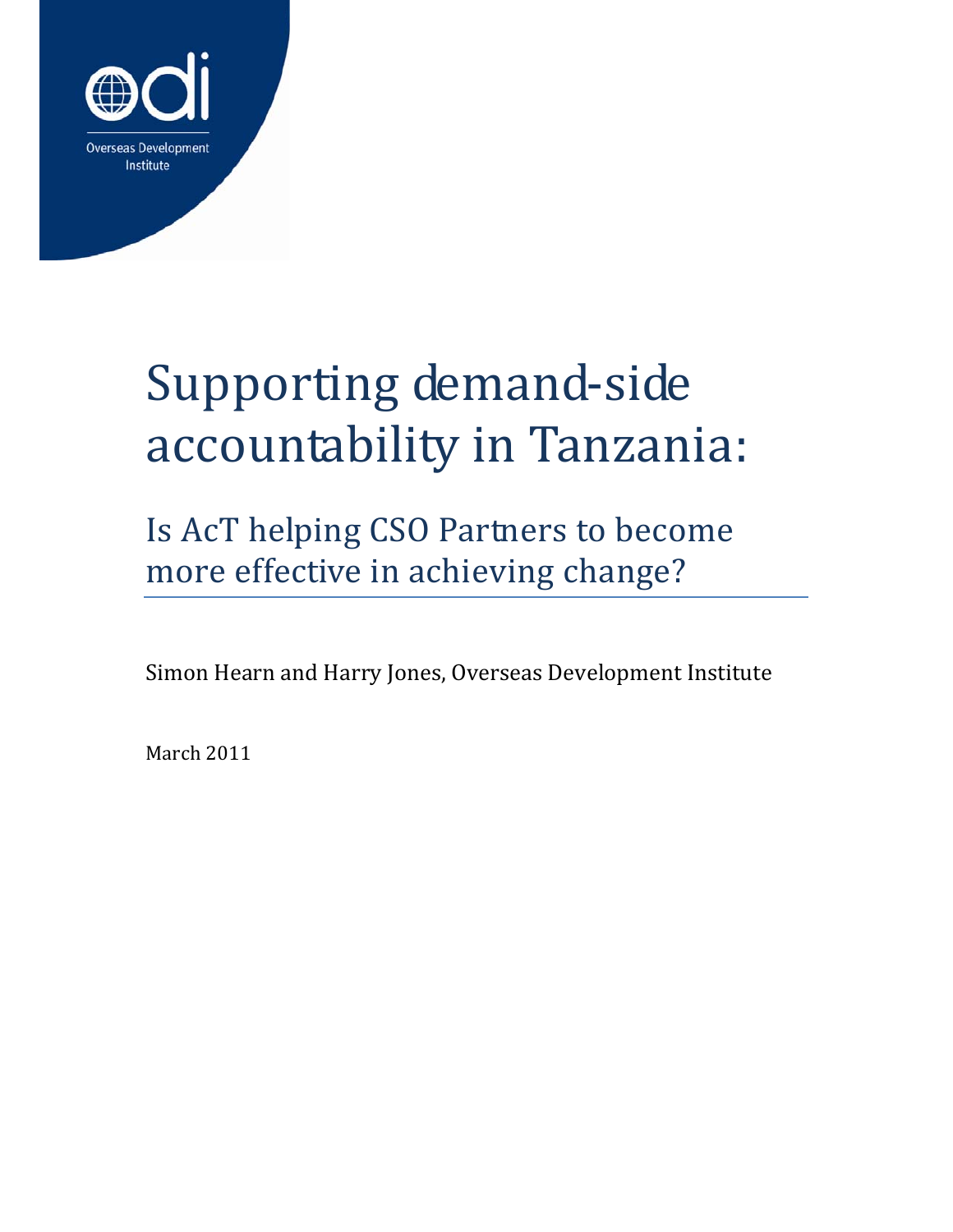Overseas Development Institute

# Supporting demand-side accountability in Tanzania:

## Is AcT helping CSO Partners to become more effective in achieving change?

Simon Hearn and Harry Jones, Overseas Development Institute

March 2011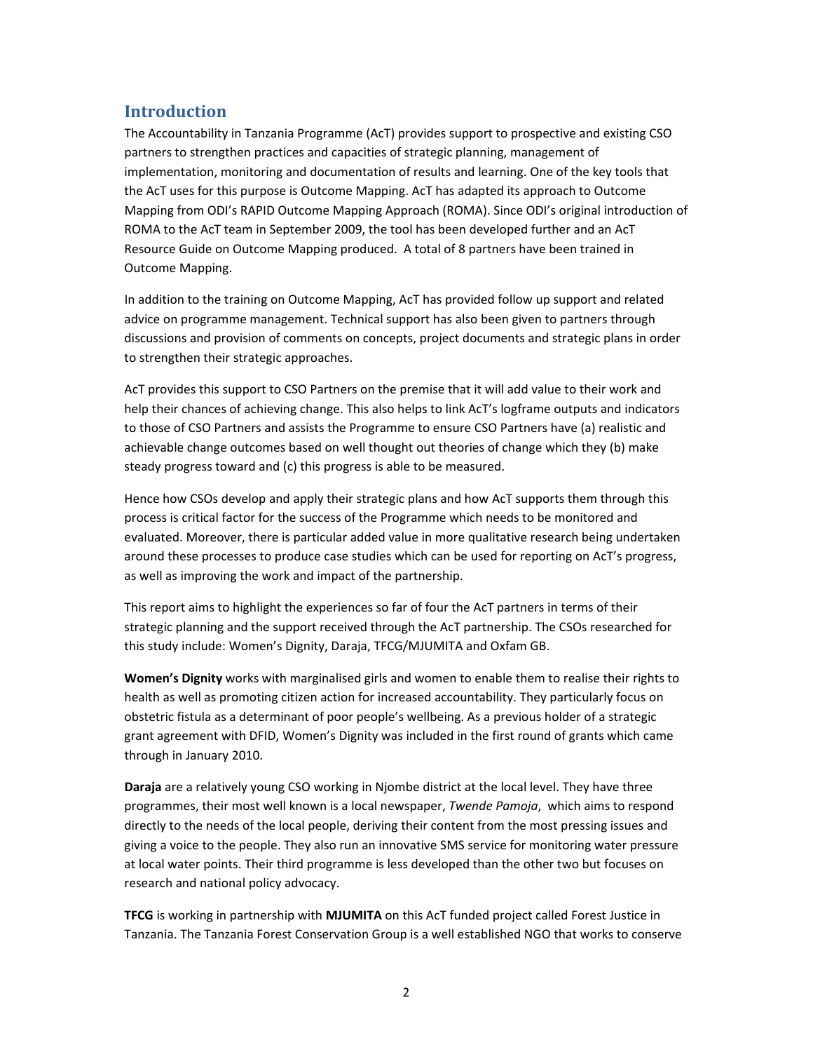## Introduction

The Accountability in Tanzania Programme (AcT) provides support to prospective and existing CSO partners to strengthen practices and capacities of strategic planning, management of implementation, monitoring and documentation of results and learning. One of the key tools that the AcT uses for this purpose is Outcome Mapping. AcT has adapted its approach to Outcome Mapping from ODI's RAPID Outcome Mapping Approach (ROMA). Since ODI's original introduction of ROMA to the AcT team in September 2009, the tool has been developed further and an AcT Resource Guide on Outcome Mapping produced. A total of 8 partners have been trained in Outcome Mapping.

In addition to the training on Outcome Mapping, AcT has provided follow up support and related advice on programme management. Technical support has also been given to partners through discussions and provision of comments on concepts, project documents and strategic plans in order to strengthen their strategic approaches.

AcT provides this support to CSO Partners on the premise that it will add value to their work and help their chances of achieving change. This also helps to link AcT's logframe outputs and indicators to those of CSO Partners and assists the Programme to ensure CSO Partners have (a) realistic and achievable change outcomes based on well thought out theories of change which they (b) make steady progress toward and (c) this progress is able to be measured.

Hence how CSOs develop and apply their strategic plans and how AcT supports them through this process is critical factor for the success of the Programme which needs to be monitored and evaluated. Moreover, there is particular added value in more qualitative research being undertaken around these processes to produce case studies which can be used for reporting on AcT's progress, as well as improving the work and impact of the partnership.

This report aims to highlight the experiences so far of four the AcT partners in terms of their strategic planning and the support received through the AcT partnership. The CSOs researched for this study include: Women's Dignity, Daraja, TFCG/MJUMITA and Oxfam GB.

**Women's Dignity** works with marginalised girls and women to enable them to realise their rights to health as well as promoting citizen action for increased accountability. They particularly focus on obstetric fistula as a determinant of poor people's wellbeing. As a previous holder of a strategic grant agreement with DFID, Women's Dignity was included in the first round of grants which came through in January 2010.

**Daraja** are a relatively young CSO working in Njombe district at the local level. They have three programmes, their most well known is a local newspaper, *Twende Pamoja*, which aims to respond directly to the needs of the local people, deriving their content from the most pressing issues and giving a voice to the people. They also run an innovative SMS service for monitoring water pressure at local water points. Their third programme is less developed than the other two but focuses on research and national policy advocacy.

**TFCG** is working in partnership with **MJUMITA** on this AcT funded project called Forest Justice in Tanzania. The Tanzania Forest Conservation Group is a well established NGO that works to conserve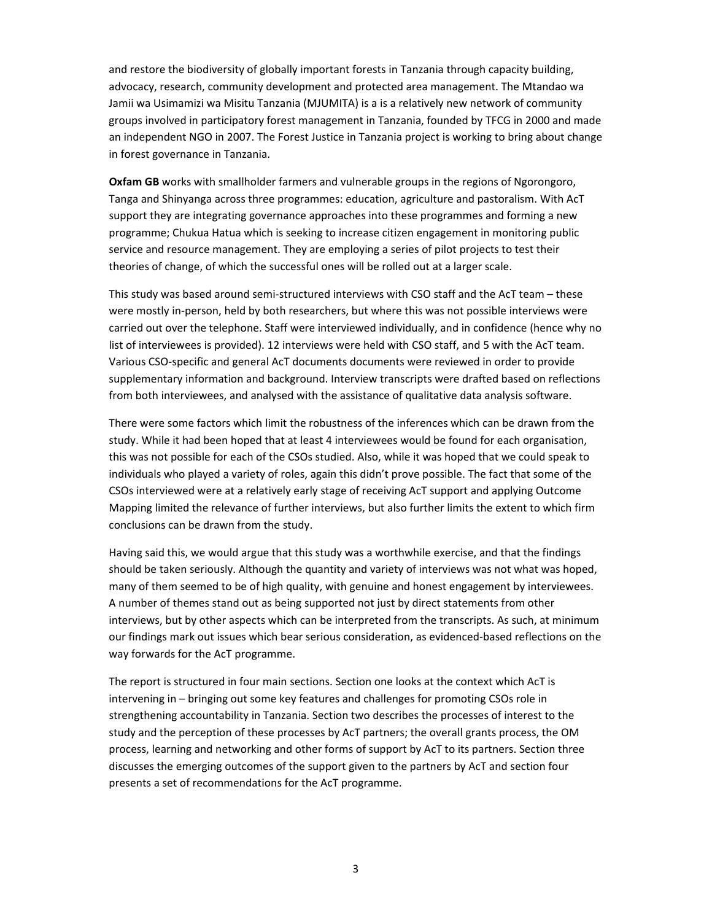and restore the biodiversity of globally important forests in Tanzania through capacity building, advocacy, research, community development and protected area management. The Mtandao wa Jamii wa Usimamizi wa Misitu Tanzania (MJUMITA) is a is a relatively new network of community groups involved in participatory forest management in Tanzania, founded by TFCG in 2000 and made an independent NGO in 2007. The Forest Justice in Tanzania project is working to bring about change in forest governance in Tanzania.

**Oxfam GB** works with smallholder farmers and vulnerable groups in the regions of Ngorongoro, Tanga and Shinyanga across three programmes: education, agriculture and pastoralism. With AcT support they are integrating governance approaches into these programmes and forming a new programme; Chukua Hatua which is seeking to increase citizen engagement in monitoring public service and resource management. They are employing a series of pilot projects to test their theories of change, of which the successful ones will be rolled out at a larger scale.

This study was based around semi-structured interviews with CSO staff and the AcT team – these were mostly in-person, held by both researchers, but where this was not possible interviews were carried out over the telephone. Staff were interviewed individually, and in confidence (hence why no list of interviewees is provided). 12 interviews were held with CSO staff, and 5 with the AcT team. Various CSO-specific and general AcT documents documents were reviewed in order to provide supplementary information and background. Interview transcripts were drafted based on reflections from both interviewees, and analysed with the assistance of qualitative data analysis software.

There were some factors which limit the robustness of the inferences which can be drawn from the study. While it had been hoped that at least 4 interviewees would be found for each organisation, this was not possible for each of the CSOs studied. Also, while it was hoped that we could speak to individuals who played a variety of roles, again this didn't prove possible. The fact that some of the CSOs interviewed were at a relatively early stage of receiving AcT support and applying Outcome Mapping limited the relevance of further interviews, but also further limits the extent to which firm conclusions can be drawn from the study.

Having said this, we would argue that this study was a worthwhile exercise, and that the findings should be taken seriously. Although the quantity and variety of interviews was not what was hoped, many of them seemed to be of high quality, with genuine and honest engagement by interviewees. A number of themes stand out as being supported not just by direct statements from other interviews, but by other aspects which can be interpreted from the transcripts. As such, at minimum our findings mark out issues which bear serious consideration, as evidenced-based reflections on the way forwards for the AcT programme.

The report is structured in four main sections. Section one looks at the context which AcT is intervening in – bringing out some key features and challenges for promoting CSOs role in strengthening accountability in Tanzania. Section two describes the processes of interest to the study and the perception of these processes by AcT partners; the overall grants process, the OM process, learning and networking and other forms of support by AcT to its partners. Section three discusses the emerging outcomes of the support given to the partners by AcT and section four presents a set of recommendations for the AcT programme.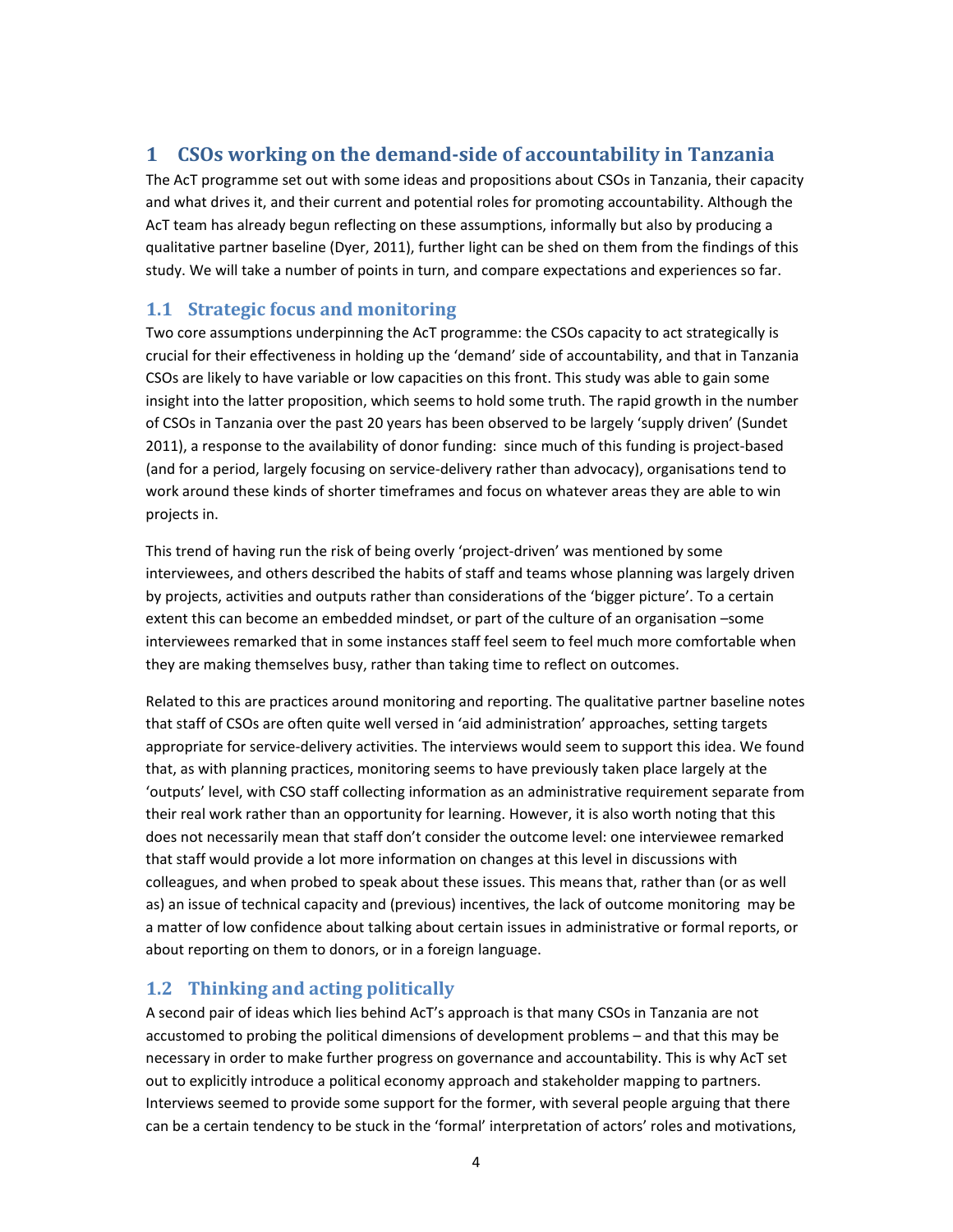# 1 CSOs working on the demand-side of accountability in Tanzania

The AcT programme set out with some ideas and propositions about CSOs in Tanzania, their capacity and what drives it, and their current and potential roles for promoting accountability. Although the AcT team has already begun reflecting on these assumptions, informally but also by producing a qualitative partner baseline (Dyer, 2011), further light can be shed on them from the findings of this study. We will take a number of points in turn, and compare expectations and experiences so far.

## 1.1 Strategic focus and monitoring

Two core assumptions underpinning the AcT programme: the CSOs capacity to act strategically is crucial for their effectiveness in holding up the 'demand' side of accountability, and that in Tanzania CSOs are likely to have variable or low capacities on this front. This study was able to gain some insight into the latter proposition, which seems to hold some truth. The rapid growth in the number of CSOs in Tanzania over the past 20 years has been observed to be largely 'supply driven' (Sundet 2011), a response to the availability of donor funding: since much of this funding is project-based (and for a period, largely focusing on service-delivery rather than advocacy), organisations tend to work around these kinds of shorter timeframes and focus on whatever areas they are able to win projects in.

This trend of having run the risk of being overly 'project-driven' was mentioned by some interviewees, and others described the habits of staff and teams whose planning was largely driven by projects, activities and outputs rather than considerations of the 'bigger picture'. To a certain extent this can become an embedded mindset, or part of the culture of an organisation –some interviewees remarked that in some instances staff feel seem to feel much more comfortable when they are making themselves busy, rather than taking time to reflect on outcomes.

Related to this are practices around monitoring and reporting. The qualitative partner baseline notes that staff of CSOs are often quite well versed in 'aid administration' approaches, setting targets appropriate for service-delivery activities. The interviews would seem to support this idea. We found that, as with planning practices, monitoring seems to have previously taken place largely at the 'outputs' level, with CSO staff collecting information as an administrative requirement separate from their real work rather than an opportunity for learning. However, it is also worth noting that this does not necessarily mean that staff don't consider the outcome level: one interviewee remarked that staff would provide a lot more information on changes at this level in discussions with colleagues, and when probed to speak about these issues. This means that, rather than (or as well as) an issue of technical capacity and (previous) incentives, the lack of outcome monitoring may be a matter of low confidence about talking about certain issues in administrative or formal reports, or about reporting on them to donors, or in a foreign language.

## 1.2 Thinking and acting politically

A second pair of ideas which lies behind AcT's approach is that many CSOs in Tanzania are not accustomed to probing the political dimensions of development problems – and that this may be necessary in order to make further progress on governance and accountability. This is why AcT set out to explicitly introduce a political economy approach and stakeholder mapping to partners. Interviews seemed to provide some support for the former, with several people arguing that there can be a certain tendency to be stuck in the 'formal' interpretation of actors' roles and motivations,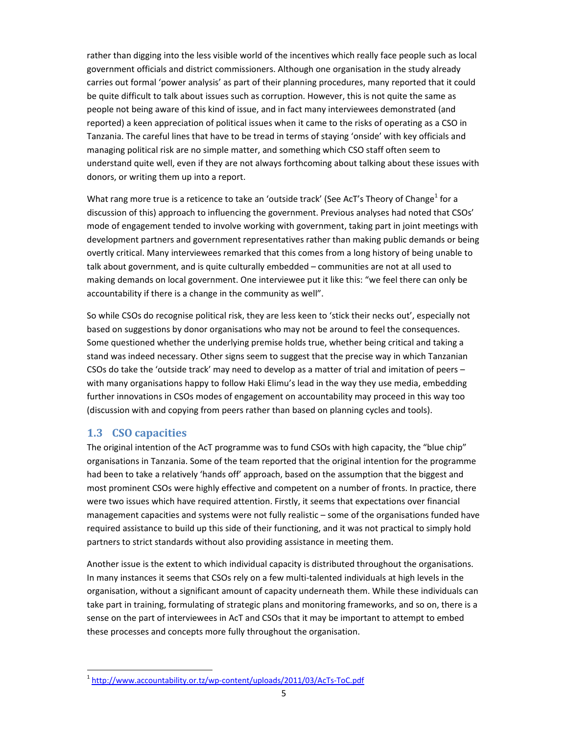rather than digging into the less visible world of the incentives which really face people such as local government officials and district commissioners. Although one organisation in the study already carries out formal 'power analysis' as part of their planning procedures, many reported that it could be quite difficult to talk about issues such as corruption. However, this is not quite the same as people not being aware of this kind of issue, and in fact many interviewees demonstrated (and reported) a keen appreciation of political issues when it came to the risks of operating as a CSO in Tanzania. The careful lines that have to be tread in terms of staying 'onside' with key officials and managing political risk are no simple matter, and something which CSO staff often seem to understand quite well, even if they are not always forthcoming about talking about these issues with donors, or writing them up into a report.

What rang more true is a reticence to take an 'outside track' (See AcT's Theory of Change[1] for a discussion of this) approach to influencing the government. Previous analyses had noted that CSOs' mode of engagement tended to involve working with government, taking part in joint meetings with development partners and government representatives rather than making public demands or being overtly critical. Many interviewees remarked that this comes from a long history of being unable to talk about government, and is quite culturally embedded – communities are not at all used to making demands on local government. One interviewee put it like this: "we feel there can only be accountability if there is a change in the community as well".

So while CSOs do recognise political risk, they are less keen to 'stick their necks out', especially not based on suggestions by donor organisations who may not be around to feel the consequences. Some questioned whether the underlying premise holds true, whether being critical and taking a stand was indeed necessary. Other signs seem to suggest that the precise way in which Tanzanian CSOs do take the 'outside track' may need to develop as a matter of trial and imitation of peers – with many organisations happy to follow Haki Elimu's lead in the way they use media, embedding further innovations in CSOs modes of engagement on accountability may proceed in this way too (discussion with and copying from peers rather than based on planning cycles and tools).

## 1.3 CSO capacities

The original intention of the AcT programme was to fund CSOs with high capacity, the "blue chip" organisations in Tanzania. Some of the team reported that the original intention for the programme had been to take a relatively 'hands off' approach, based on the assumption that the biggest and most prominent CSOs were highly effective and competent on a number of fronts. In practice, there were two issues which have required attention. Firstly, it seems that expectations over financial management capacities and systems were not fully realistic – some of the organisations funded have required assistance to build up this side of their functioning, and it was not practical to simply hold partners to strict standards without also providing assistance in meeting them.

Another issue is the extent to which individual capacity is distributed throughout the organisations. In many instances it seems that CSOs rely on a few multi-talented individuals at high levels in the organisation, without a significant amount of capacity underneath them. While these individuals can take part in training, formulating of strategic plans and monitoring frameworks, and so on, there is a sense on the part of interviewees in AcT and CSOs that it may be important to attempt to embed these processes and concepts more fully throughout the organisation.

[1] http://www.accountability.or.tz/wp-content/uploads/2011/03/AcTs-ToC.pdf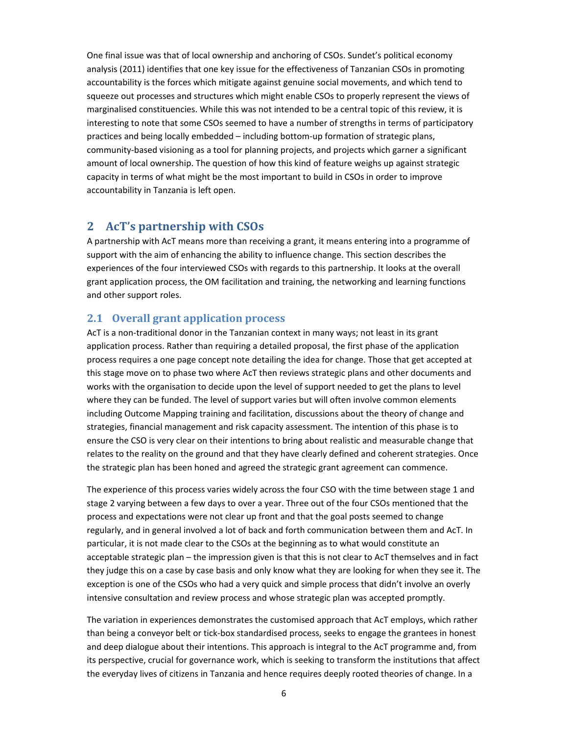One final issue was that of local ownership and anchoring of CSOs. Sundet's political economy analysis (2011) identifies that one key issue for the effectiveness of Tanzanian CSOs in promoting accountability is the forces which mitigate against genuine social movements, and which tend to squeeze out processes and structures which might enable CSOs to properly represent the views of marginalised constituencies. While this was not intended to be a central topic of this review, it is interesting to note that some CSOs seemed to have a number of strengths in terms of participatory practices and being locally embedded – including bottom-up formation of strategic plans, community-based visioning as a tool for planning projects, and projects which garner a significant amount of local ownership. The question of how this kind of feature weighs up against strategic capacity in terms of what might be the most important to build in CSOs in order to improve accountability in Tanzania is left open.

# 2 AcT's partnership with CSOs

A partnership with AcT means more than receiving a grant, it means entering into a programme of support with the aim of enhancing the ability to influence change. This section describes the experiences of the four interviewed CSOs with regards to this partnership. It looks at the overall grant application process, the OM facilitation and training, the networking and learning functions and other support roles.

## 2.1 Overall grant application process

AcT is a non-traditional donor in the Tanzanian context in many ways; not least in its grant application process. Rather than requiring a detailed proposal, the first phase of the application process requires a one page concept note detailing the idea for change. Those that get accepted at this stage move on to phase two where AcT then reviews strategic plans and other documents and works with the organisation to decide upon the level of support needed to get the plans to level where they can be funded. The level of support varies but will often involve common elements including Outcome Mapping training and facilitation, discussions about the theory of change and strategies, financial management and risk capacity assessment. The intention of this phase is to ensure the CSO is very clear on their intentions to bring about realistic and measurable change that relates to the reality on the ground and that they have clearly defined and coherent strategies. Once the strategic plan has been honed and agreed the strategic grant agreement can commence.

The experience of this process varies widely across the four CSO with the time between stage 1 and stage 2 varying between a few days to over a year. Three out of the four CSOs mentioned that the process and expectations were not clear up front and that the goal posts seemed to change regularly, and in general involved a lot of back and forth communication between them and AcT. In particular, it is not made clear to the CSOs at the beginning as to what would constitute an acceptable strategic plan – the impression given is that this is not clear to AcT themselves and in fact they judge this on a case by case basis and only know what they are looking for when they see it. The exception is one of the CSOs who had a very quick and simple process that didn't involve an overly intensive consultation and review process and whose strategic plan was accepted promptly.

The variation in experiences demonstrates the customised approach that AcT employs, which rather than being a conveyor belt or tick-box standardised process, seeks to engage the grantees in honest and deep dialogue about their intentions. This approach is integral to the AcT programme and, from its perspective, crucial for governance work, which is seeking to transform the institutions that affect the everyday lives of citizens in Tanzania and hence requires deeply rooted theories of change. In a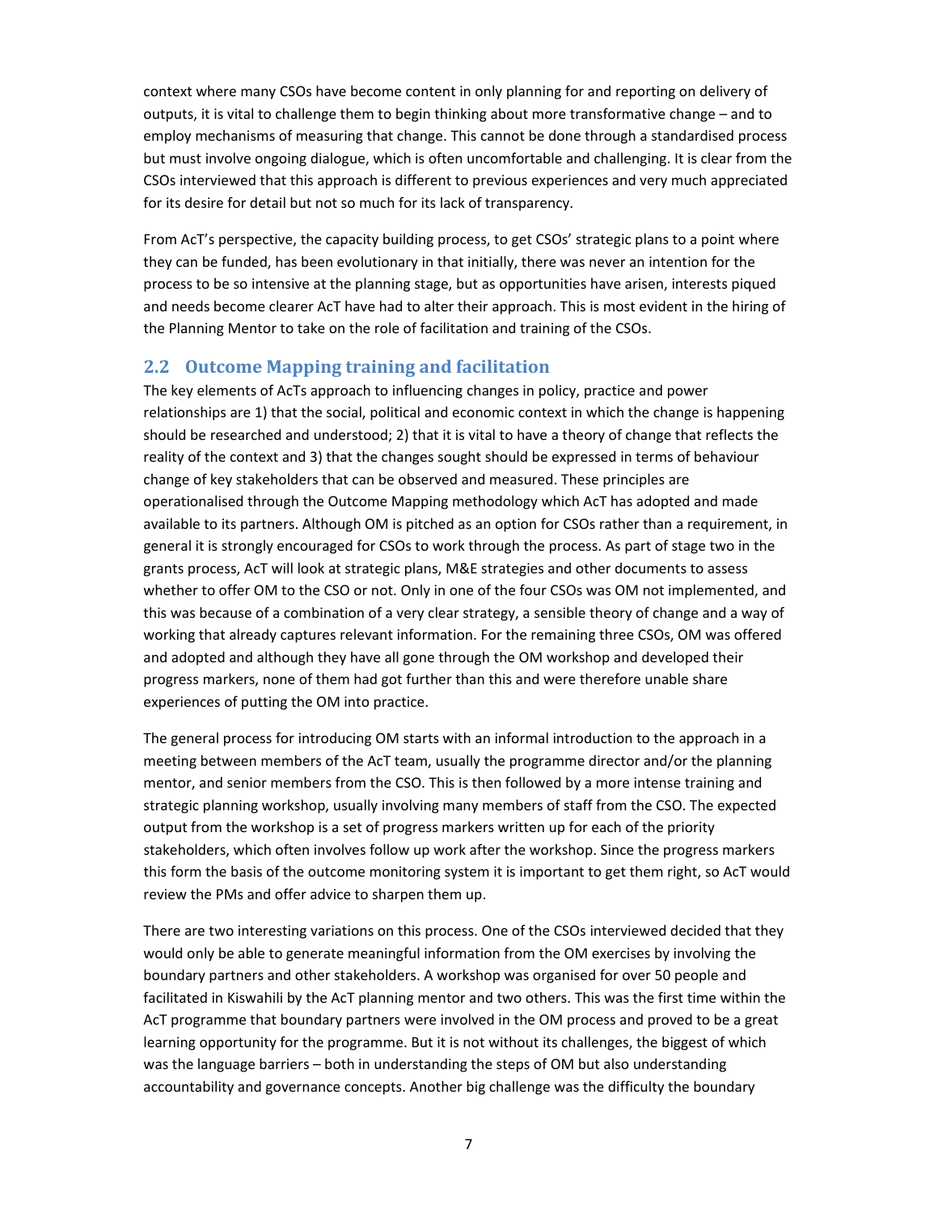context where many CSOs have become content in only planning for and reporting on delivery of outputs, it is vital to challenge them to begin thinking about more transformative change – and to employ mechanisms of measuring that change. This cannot be done through a standardised process but must involve ongoing dialogue, which is often uncomfortable and challenging. It is clear from the CSOs interviewed that this approach is different to previous experiences and very much appreciated for its desire for detail but not so much for its lack of transparency.

From AcT's perspective, the capacity building process, to get CSOs' strategic plans to a point where they can be funded, has been evolutionary in that initially, there was never an intention for the process to be so intensive at the planning stage, but as opportunities have arisen, interests piqued and needs become clearer AcT have had to alter their approach. This is most evident in the hiring of the Planning Mentor to take on the role of facilitation and training of the CSOs.

## 2.2 Outcome Mapping training and facilitation

The key elements of AcTs approach to influencing changes in policy, practice and power relationships are 1) that the social, political and economic context in which the change is happening should be researched and understood; 2) that it is vital to have a theory of change that reflects the reality of the context and 3) that the changes sought should be expressed in terms of behaviour change of key stakeholders that can be observed and measured. These principles are operationalised through the Outcome Mapping methodology which AcT has adopted and made available to its partners. Although OM is pitched as an option for CSOs rather than a requirement, in general it is strongly encouraged for CSOs to work through the process. As part of stage two in the grants process, AcT will look at strategic plans, M&E strategies and other documents to assess whether to offer OM to the CSO or not. Only in one of the four CSOs was OM not implemented, and this was because of a combination of a very clear strategy, a sensible theory of change and a way of working that already captures relevant information. For the remaining three CSOs, OM was offered and adopted and although they have all gone through the OM workshop and developed their progress markers, none of them had got further than this and were therefore unable share experiences of putting the OM into practice.

The general process for introducing OM starts with an informal introduction to the approach in a meeting between members of the AcT team, usually the programme director and/or the planning mentor, and senior members from the CSO. This is then followed by a more intense training and strategic planning workshop, usually involving many members of staff from the CSO. The expected output from the workshop is a set of progress markers written up for each of the priority stakeholders, which often involves follow up work after the workshop. Since the progress markers this form the basis of the outcome monitoring system it is important to get them right, so AcT would review the PMs and offer advice to sharpen them up.

There are two interesting variations on this process. One of the CSOs interviewed decided that they would only be able to generate meaningful information from the OM exercises by involving the boundary partners and other stakeholders. A workshop was organised for over 50 people and facilitated in Kiswahili by the AcT planning mentor and two others. This was the first time within the AcT programme that boundary partners were involved in the OM process and proved to be a great learning opportunity for the programme. But it is not without its challenges, the biggest of which was the language barriers – both in understanding the steps of OM but also understanding accountability and governance concepts. Another big challenge was the difficulty the boundary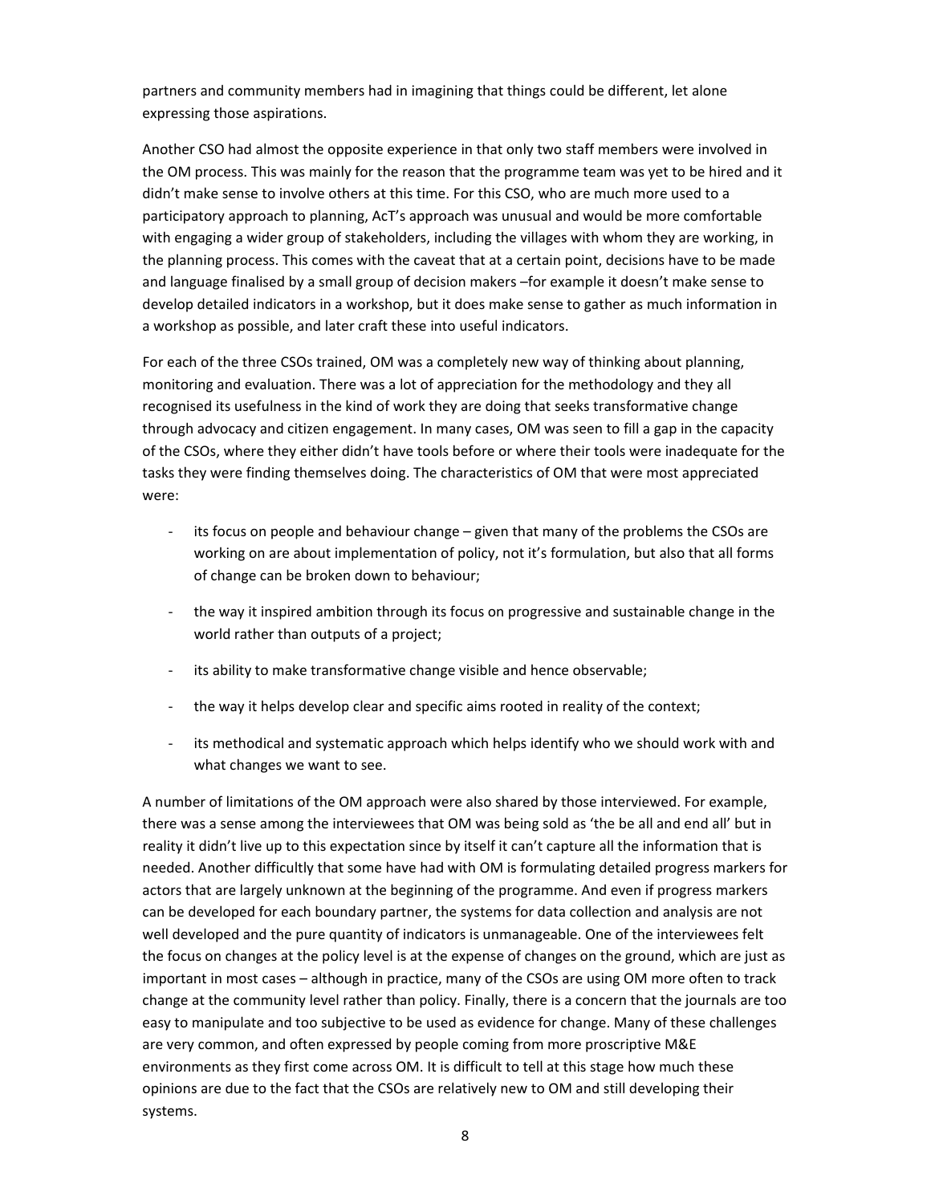partners and community members had in imagining that things could be different, let alone expressing those aspirations.

Another CSO had almost the opposite experience in that only two staff members were involved in the OM process. This was mainly for the reason that the programme team was yet to be hired and it didn't make sense to involve others at this time. For this CSO, who are much more used to a participatory approach to planning, AcT's approach was unusual and would be more comfortable with engaging a wider group of stakeholders, including the villages with whom they are working, in the planning process. This comes with the caveat that at a certain point, decisions have to be made and language finalised by a small group of decision makers –for example it doesn't make sense to develop detailed indicators in a workshop, but it does make sense to gather as much information in a workshop as possible, and later craft these into useful indicators.

For each of the three CSOs trained, OM was a completely new way of thinking about planning, monitoring and evaluation. There was a lot of appreciation for the methodology and they all recognised its usefulness in the kind of work they are doing that seeks transformative change through advocacy and citizen engagement. In many cases, OM was seen to fill a gap in the capacity of the CSOs, where they either didn't have tools before or where their tools were inadequate for the tasks they were finding themselves doing. The characteristics of OM that were most appreciated were:

- its focus on people and behaviour change – given that many of the problems the CSOs are working on are about implementation of policy, not it's formulation, but also that all forms of change can be broken down to behaviour;
- the way it inspired ambition through its focus on progressive and sustainable change in the world rather than outputs of a project;
- its ability to make transformative change visible and hence observable;
- the way it helps develop clear and specific aims rooted in reality of the context;
- its methodical and systematic approach which helps identify who we should work with and what changes we want to see.

A number of limitations of the OM approach were also shared by those interviewed. For example, there was a sense among the interviewees that OM was being sold as 'the be all and end all' but in reality it didn't live up to this expectation since by itself it can't capture all the information that is needed. Another difficultly that some have had with OM is formulating detailed progress markers for actors that are largely unknown at the beginning of the programme. And even if progress markers can be developed for each boundary partner, the systems for data collection and analysis are not well developed and the pure quantity of indicators is unmanageable. One of the interviewees felt the focus on changes at the policy level is at the expense of changes on the ground, which are just as important in most cases – although in practice, many of the CSOs are using OM more often to track change at the community level rather than policy. Finally, there is a concern that the journals are too easy to manipulate and too subjective to be used as evidence for change. Many of these challenges are very common, and often expressed by people coming from more proscriptive M&E environments as they first come across OM. It is difficult to tell at this stage how much these opinions are due to the fact that the CSOs are relatively new to OM and still developing their systems.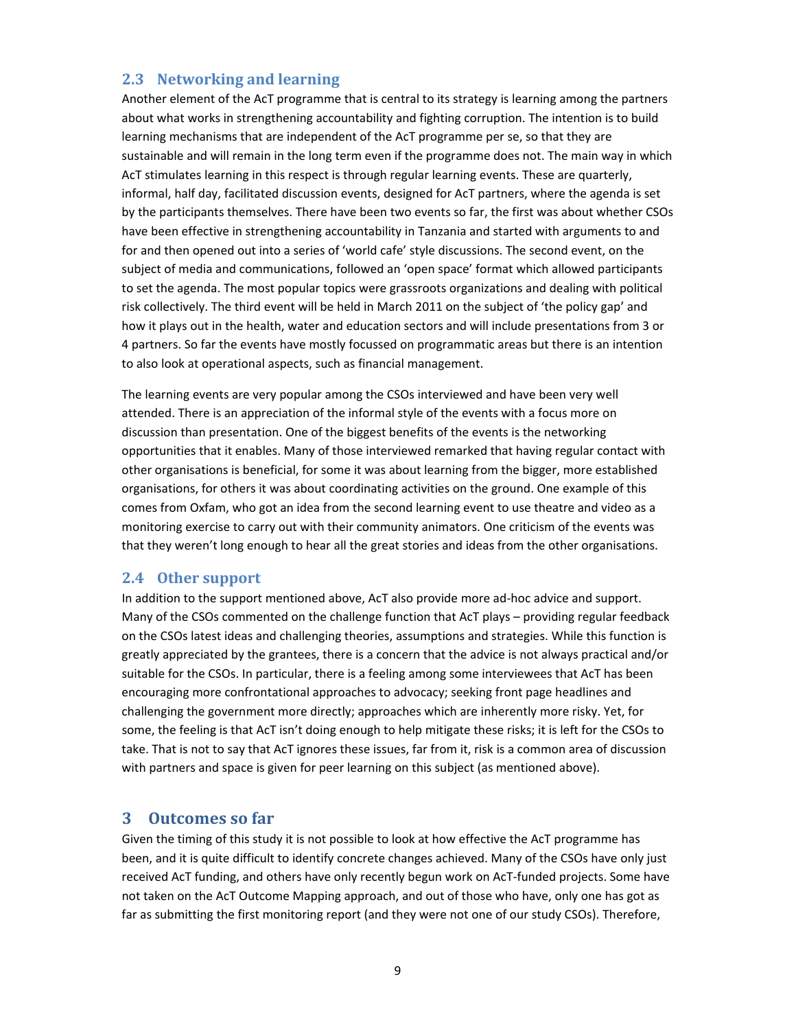## 2.3 Networking and learning

Another element of the AcT programme that is central to its strategy is learning among the partners about what works in strengthening accountability and fighting corruption. The intention is to build learning mechanisms that are independent of the AcT programme per se, so that they are sustainable and will remain in the long term even if the programme does not. The main way in which AcT stimulates learning in this respect is through regular learning events. These are quarterly, informal, half day, facilitated discussion events, designed for AcT partners, where the agenda is set by the participants themselves. There have been two events so far, the first was about whether CSOs have been effective in strengthening accountability in Tanzania and started with arguments to and for and then opened out into a series of 'world cafe' style discussions. The second event, on the subject of media and communications, followed an 'open space' format which allowed participants to set the agenda. The most popular topics were grassroots organizations and dealing with political risk collectively. The third event will be held in March 2011 on the subject of 'the policy gap' and how it plays out in the health, water and education sectors and will include presentations from 3 or 4 partners. So far the events have mostly focussed on programmatic areas but there is an intention to also look at operational aspects, such as financial management.

The learning events are very popular among the CSOs interviewed and have been very well attended. There is an appreciation of the informal style of the events with a focus more on discussion than presentation. One of the biggest benefits of the events is the networking opportunities that it enables. Many of those interviewed remarked that having regular contact with other organisations is beneficial, for some it was about learning from the bigger, more established organisations, for others it was about coordinating activities on the ground. One example of this comes from Oxfam, who got an idea from the second learning event to use theatre and video as a monitoring exercise to carry out with their community animators. One criticism of the events was that they weren't long enough to hear all the great stories and ideas from the other organisations.

## 2.4 Other support

In addition to the support mentioned above, AcT also provide more ad-hoc advice and support. Many of the CSOs commented on the challenge function that AcT plays – providing regular feedback on the CSOs latest ideas and challenging theories, assumptions and strategies. While this function is greatly appreciated by the grantees, there is a concern that the advice is not always practical and/or suitable for the CSOs. In particular, there is a feeling among some interviewees that AcT has been encouraging more confrontational approaches to advocacy; seeking front page headlines and challenging the government more directly; approaches which are inherently more risky. Yet, for some, the feeling is that AcT isn't doing enough to help mitigate these risks; it is left for the CSOs to take. That is not to say that AcT ignores these issues, far from it, risk is a common area of discussion with partners and space is given for peer learning on this subject (as mentioned above).

# 3 Outcomes so far

Given the timing of this study it is not possible to look at how effective the AcT programme has been, and it is quite difficult to identify concrete changes achieved. Many of the CSOs have only just received AcT funding, and others have only recently begun work on AcT-funded projects. Some have not taken on the AcT Outcome Mapping approach, and out of those who have, only one has got as far as submitting the first monitoring report (and they were not one of our study CSOs). Therefore,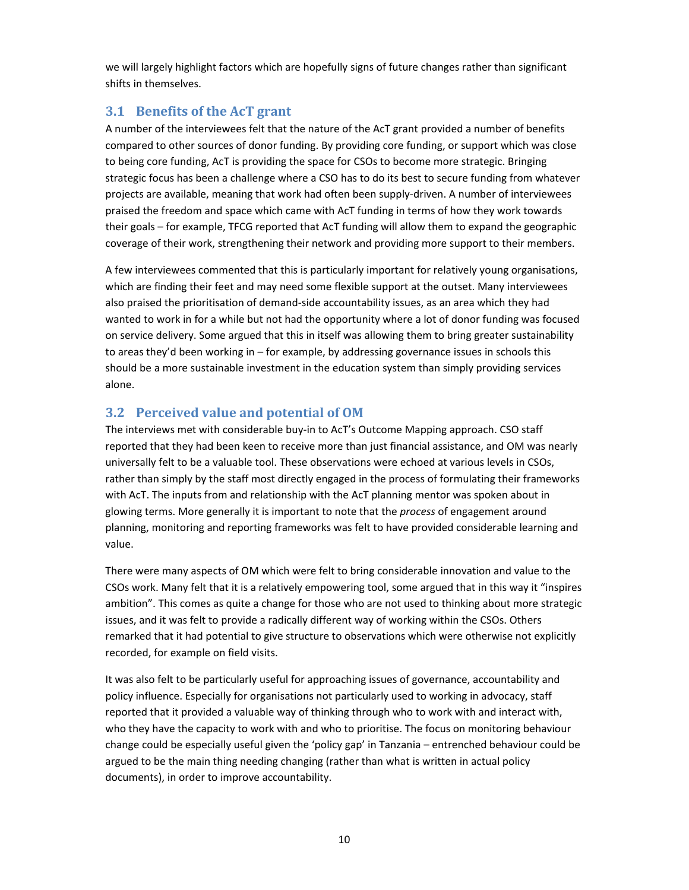we will largely highlight factors which are hopefully signs of future changes rather than significant shifts in themselves.

## 3.1 Benefits of the AcT grant

A number of the interviewees felt that the nature of the AcT grant provided a number of benefits compared to other sources of donor funding. By providing core funding, or support which was close to being core funding, AcT is providing the space for CSOs to become more strategic. Bringing strategic focus has been a challenge where a CSO has to do its best to secure funding from whatever projects are available, meaning that work had often been supply-driven. A number of interviewees praised the freedom and space which came with AcT funding in terms of how they work towards their goals – for example, TFCG reported that AcT funding will allow them to expand the geographic coverage of their work, strengthening their network and providing more support to their members.

A few interviewees commented that this is particularly important for relatively young organisations, which are finding their feet and may need some flexible support at the outset. Many interviewees also praised the prioritisation of demand-side accountability issues, as an area which they had wanted to work in for a while but not had the opportunity where a lot of donor funding was focused on service delivery. Some argued that this in itself was allowing them to bring greater sustainability to areas they'd been working in – for example, by addressing governance issues in schools this should be a more sustainable investment in the education system than simply providing services alone.

## 3.2 Perceived value and potential of OM

The interviews met with considerable buy-in to AcT's Outcome Mapping approach. CSO staff reported that they had been keen to receive more than just financial assistance, and OM was nearly universally felt to be a valuable tool. These observations were echoed at various levels in CSOs, rather than simply by the staff most directly engaged in the process of formulating their frameworks with AcT. The inputs from and relationship with the AcT planning mentor was spoken about in glowing terms. More generally it is important to note that the *process* of engagement around planning, monitoring and reporting frameworks was felt to have provided considerable learning and value.

There were many aspects of OM which were felt to bring considerable innovation and value to the CSOs work. Many felt that it is a relatively empowering tool, some argued that in this way it "inspires ambition". This comes as quite a change for those who are not used to thinking about more strategic issues, and it was felt to provide a radically different way of working within the CSOs. Others remarked that it had potential to give structure to observations which were otherwise not explicitly recorded, for example on field visits.

It was also felt to be particularly useful for approaching issues of governance, accountability and policy influence. Especially for organisations not particularly used to working in advocacy, staff reported that it provided a valuable way of thinking through who to work with and interact with, who they have the capacity to work with and who to prioritise. The focus on monitoring behaviour change could be especially useful given the 'policy gap' in Tanzania – entrenched behaviour could be argued to be the main thing needing changing (rather than what is written in actual policy documents), in order to improve accountability.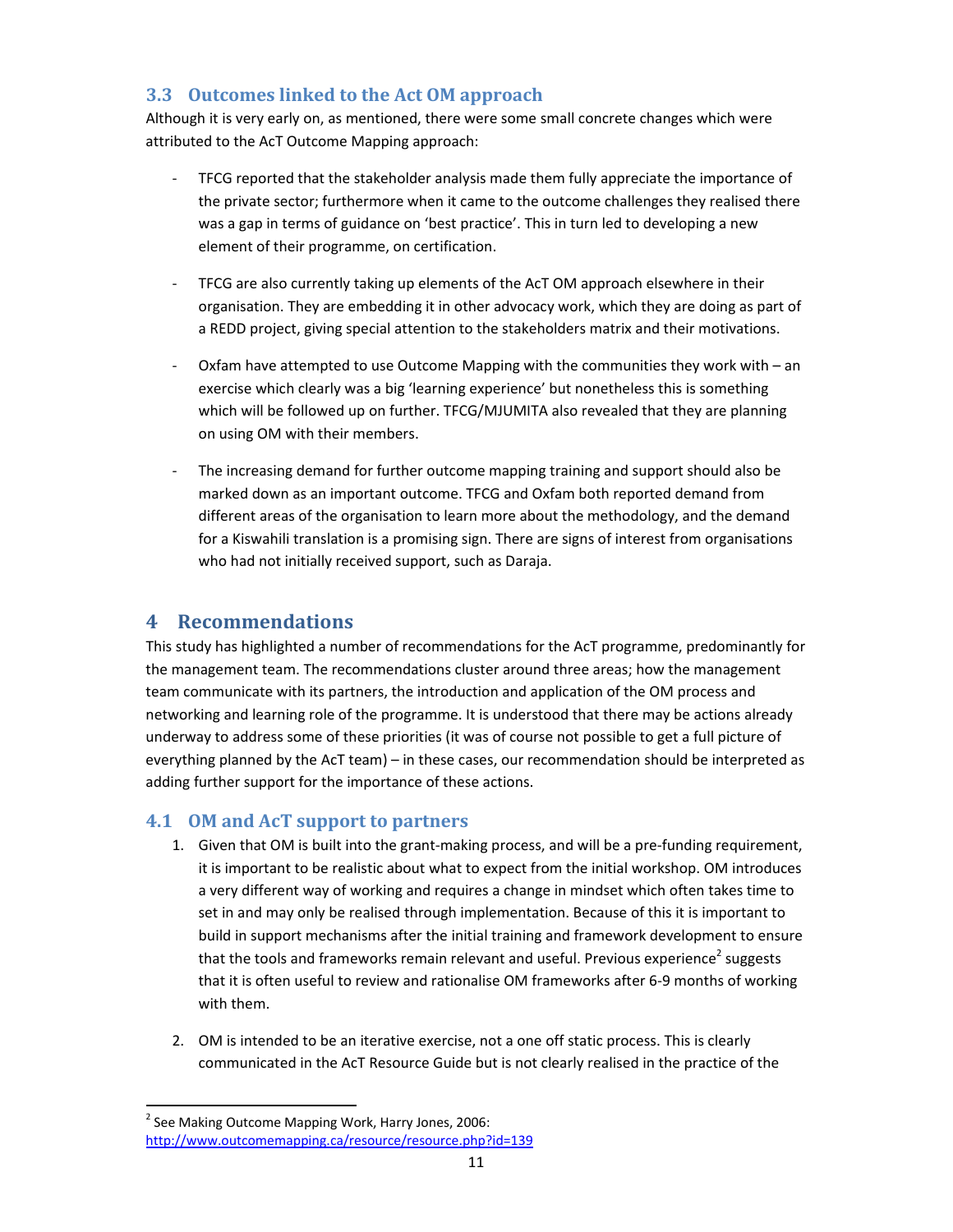### 3.3 Outcomes linked to the Act OM approach

Although it is very early on, as mentioned, there were some small concrete changes which were attributed to the AcT Outcome Mapping approach:

- TFCG reported that the stakeholder analysis made them fully appreciate the importance of the private sector; furthermore when it came to the outcome challenges they realised there was a gap in terms of guidance on 'best practice'. This in turn led to developing a new element of their programme, on certification.

- TFCG are also currently taking up elements of the AcT OM approach elsewhere in their organisation. They are embedding it in other advocacy work, which they are doing as part of a REDD project, giving special attention to the stakeholders matrix and their motivations.

- Oxfam have attempted to use Outcome Mapping with the communities they work with – an exercise which clearly was a big 'learning experience' but nonetheless this is something which will be followed up on further. TFCG/MJUMITA also revealed that they are planning on using OM with their members.

- The increasing demand for further outcome mapping training and support should also be marked down as an important outcome. TFCG and Oxfam both reported demand from different areas of the organisation to learn more about the methodology, and the demand for a Kiswahili translation is a promising sign. There are signs of interest from organisations who had not initially received support, such as Daraja.

## 4 Recommendations

This study has highlighted a number of recommendations for the AcT programme, predominantly for the management team. The recommendations cluster around three areas; how the management team communicate with its partners, the introduction and application of the OM process and networking and learning role of the programme. It is understood that there may be actions already underway to address some of these priorities (it was of course not possible to get a full picture of everything planned by the AcT team) – in these cases, our recommendation should be interpreted as adding further support for the importance of these actions.

### 4.1 OM and AcT support to partners

1. Given that OM is built into the grant-making process, and will be a pre-funding requirement, it is important to be realistic about what to expect from the initial workshop. OM introduces a very different way of working and requires a change in mindset which often takes time to set in and may only be realised through implementation. Because of this it is important to build in support mechanisms after the initial training and framework development to ensure that the tools and frameworks remain relevant and useful. Previous experience[2] suggests that it is often useful to review and rationalise OM frameworks after 6-9 months of working with them.

2. OM is intended to be an iterative exercise, not a one off static process. This is clearly communicated in the AcT Resource Guide but is not clearly realised in the practice of the

[2] See Making Outcome Mapping Work, Harry Jones, 2006: http://www.outcomemapping.ca/resource/resource.php?id=139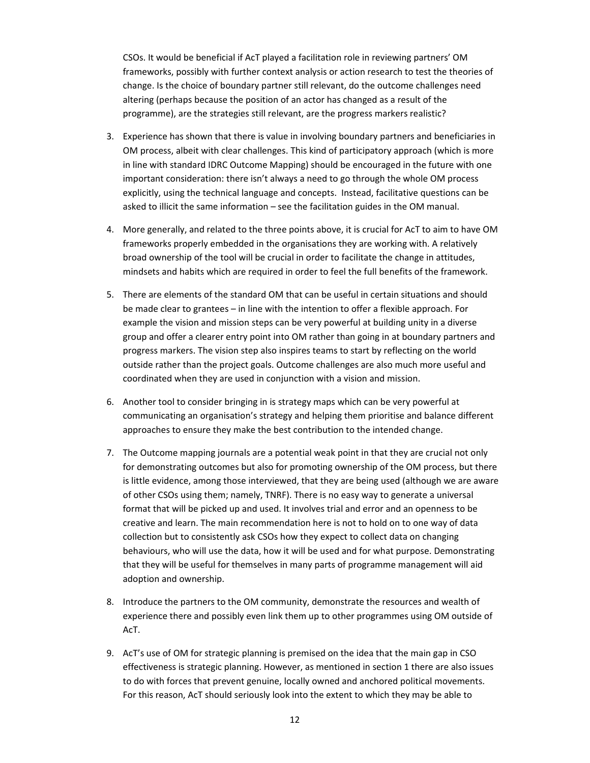CSOs. It would be beneficial if AcT played a facilitation role in reviewing partners' OM frameworks, possibly with further context analysis or action research to test the theories of change. Is the choice of boundary partner still relevant, do the outcome challenges need altering (perhaps because the position of an actor has changed as a result of the programme), are the strategies still relevant, are the progress markers realistic?

3. Experience has shown that there is value in involving boundary partners and beneficiaries in OM process, albeit with clear challenges. This kind of participatory approach (which is more in line with standard IDRC Outcome Mapping) should be encouraged in the future with one important consideration: there isn't always a need to go through the whole OM process explicitly, using the technical language and concepts. Instead, facilitative questions can be asked to illicit the same information – see the facilitation guides in the OM manual.

4. More generally, and related to the three points above, it is crucial for AcT to aim to have OM frameworks properly embedded in the organisations they are working with. A relatively broad ownership of the tool will be crucial in order to facilitate the change in attitudes, mindsets and habits which are required in order to feel the full benefits of the framework.

5. There are elements of the standard OM that can be useful in certain situations and should be made clear to grantees – in line with the intention to offer a flexible approach. For example the vision and mission steps can be very powerful at building unity in a diverse group and offer a clearer entry point into OM rather than going in at boundary partners and progress markers. The vision step also inspires teams to start by reflecting on the world outside rather than the project goals. Outcome challenges are also much more useful and coordinated when they are used in conjunction with a vision and mission.

6. Another tool to consider bringing in is strategy maps which can be very powerful at communicating an organisation's strategy and helping them prioritise and balance different approaches to ensure they make the best contribution to the intended change.

7. The Outcome mapping journals are a potential weak point in that they are crucial not only for demonstrating outcomes but also for promoting ownership of the OM process, but there is little evidence, among those interviewed, that they are being used (although we are aware of other CSOs using them; namely, TNRF). There is no easy way to generate a universal format that will be picked up and used. It involves trial and error and an openness to be creative and learn. The main recommendation here is not to hold on to one way of data collection but to consistently ask CSOs how they expect to collect data on changing behaviours, who will use the data, how it will be used and for what purpose. Demonstrating that they will be useful for themselves in many parts of programme management will aid adoption and ownership.

8. Introduce the partners to the OM community, demonstrate the resources and wealth of experience there and possibly even link them up to other programmes using OM outside of AcT.

9. AcT's use of OM for strategic planning is premised on the idea that the main gap in CSO effectiveness is strategic planning. However, as mentioned in section 1 there are also issues to do with forces that prevent genuine, locally owned and anchored political movements. For this reason, AcT should seriously look into the extent to which they may be able to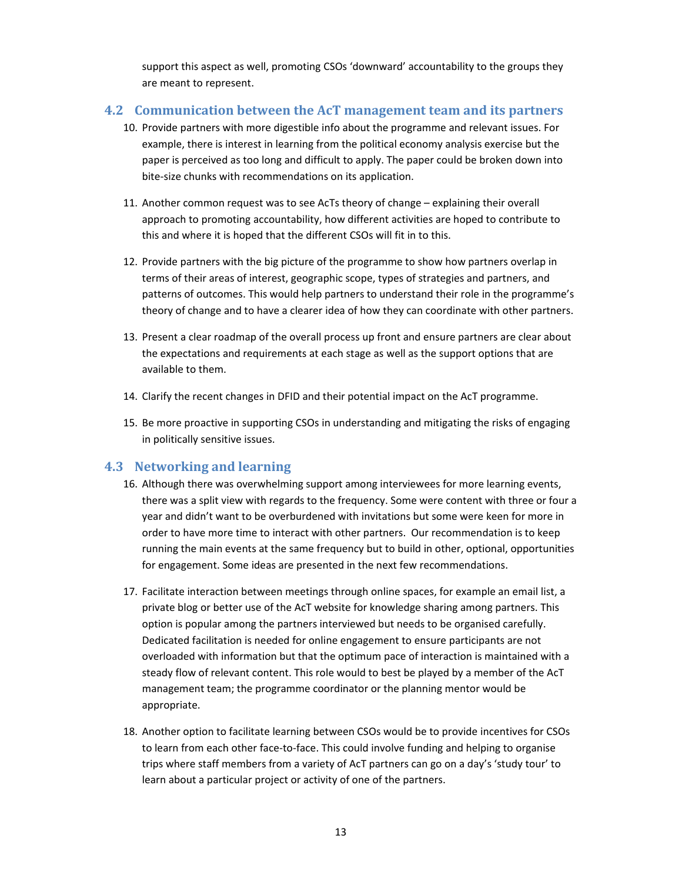support this aspect as well, promoting CSOs 'downward' accountability to the groups they are meant to represent.

## 4.2 Communication between the AcT management team and its partners

10. Provide partners with more digestible info about the programme and relevant issues. For example, there is interest in learning from the political economy analysis exercise but the paper is perceived as too long and difficult to apply. The paper could be broken down into bite-size chunks with recommendations on its application.

11. Another common request was to see AcTs theory of change – explaining their overall approach to promoting accountability, how different activities are hoped to contribute to this and where it is hoped that the different CSOs will fit in to this.

12. Provide partners with the big picture of the programme to show how partners overlap in terms of their areas of interest, geographic scope, types of strategies and partners, and patterns of outcomes. This would help partners to understand their role in the programme's theory of change and to have a clearer idea of how they can coordinate with other partners.

13. Present a clear roadmap of the overall process up front and ensure partners are clear about the expectations and requirements at each stage as well as the support options that are available to them.

14. Clarify the recent changes in DFID and their potential impact on the AcT programme.

15. Be more proactive in supporting CSOs in understanding and mitigating the risks of engaging in politically sensitive issues.

## 4.3 Networking and learning

16. Although there was overwhelming support among interviewees for more learning events, there was a split view with regards to the frequency. Some were content with three or four a year and didn't want to be overburdened with invitations but some were keen for more in order to have more time to interact with other partners. Our recommendation is to keep running the main events at the same frequency but to build in other, optional, opportunities for engagement. Some ideas are presented in the next few recommendations.

17. Facilitate interaction between meetings through online spaces, for example an email list, a private blog or better use of the AcT website for knowledge sharing among partners. This option is popular among the partners interviewed but needs to be organised carefully. Dedicated facilitation is needed for online engagement to ensure participants are not overloaded with information but that the optimum pace of interaction is maintained with a steady flow of relevant content. This role would to best be played by a member of the AcT management team; the programme coordinator or the planning mentor would be appropriate.

18. Another option to facilitate learning between CSOs would be to provide incentives for CSOs to learn from each other face-to-face. This could involve funding and helping to organise trips where staff members from a variety of AcT partners can go on a day's 'study tour' to learn about a particular project or activity of one of the partners.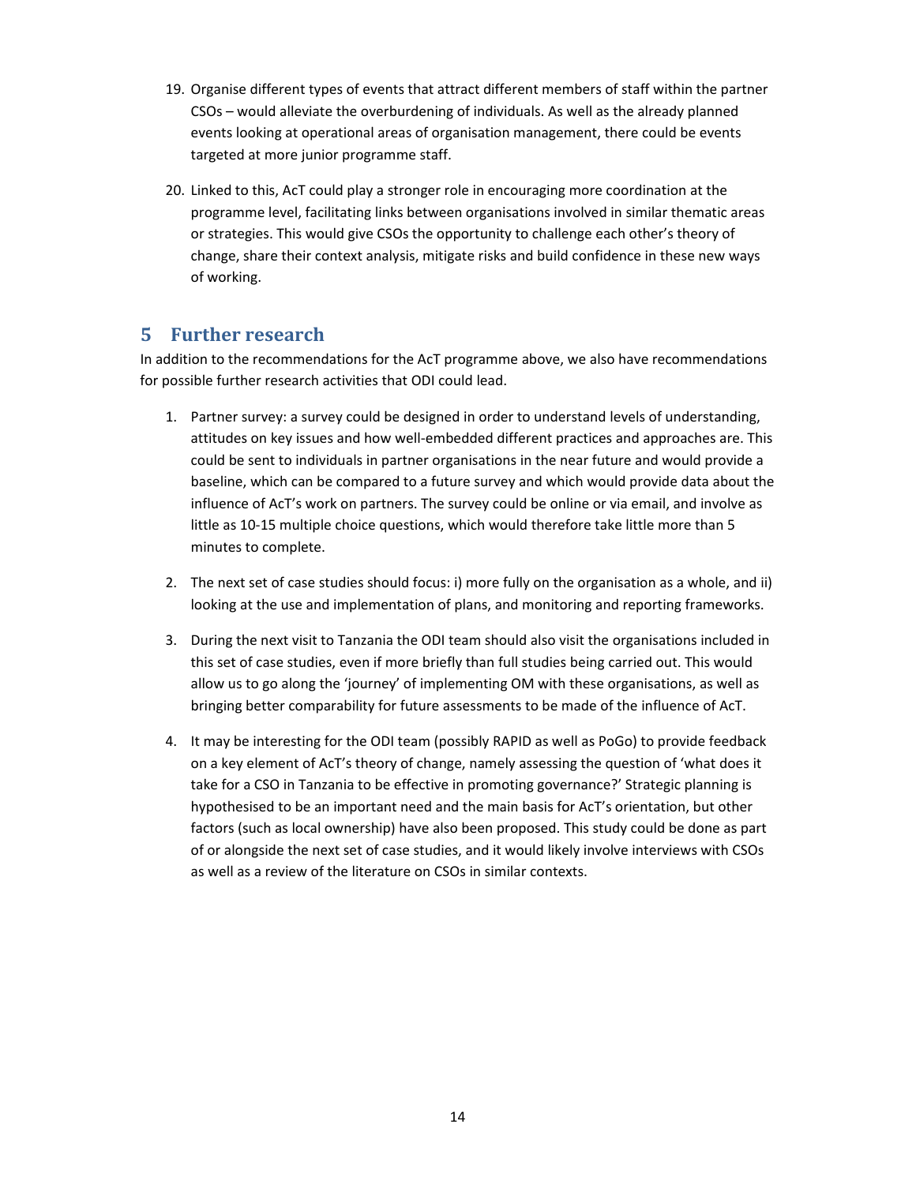19. Organise different types of events that attract different members of staff within the partner CSOs – would alleviate the overburdening of individuals. As well as the already planned events looking at operational areas of organisation management, there could be events targeted at more junior programme staff.

20. Linked to this, AcT could play a stronger role in encouraging more coordination at the programme level, facilitating links between organisations involved in similar thematic areas or strategies. This would give CSOs the opportunity to challenge each other's theory of change, share their context analysis, mitigate risks and build confidence in these new ways of working.

## 5 Further research

In addition to the recommendations for the AcT programme above, we also have recommendations for possible further research activities that ODI could lead.

1. Partner survey: a survey could be designed in order to understand levels of understanding, attitudes on key issues and how well-embedded different practices and approaches are. This could be sent to individuals in partner organisations in the near future and would provide a baseline, which can be compared to a future survey and which would provide data about the influence of AcT's work on partners. The survey could be online or via email, and involve as little as 10-15 multiple choice questions, which would therefore take little more than 5 minutes to complete.

2. The next set of case studies should focus: i) more fully on the organisation as a whole, and ii) looking at the use and implementation of plans, and monitoring and reporting frameworks.

3. During the next visit to Tanzania the ODI team should also visit the organisations included in this set of case studies, even if more briefly than full studies being carried out. This would allow us to go along the 'journey' of implementing OM with these organisations, as well as bringing better comparability for future assessments to be made of the influence of AcT.

4. It may be interesting for the ODI team (possibly RAPID as well as PoGo) to provide feedback on a key element of AcT's theory of change, namely assessing the question of 'what does it take for a CSO in Tanzania to be effective in promoting governance?' Strategic planning is hypothesised to be an important need and the main basis for AcT's orientation, but other factors (such as local ownership) have also been proposed. This study could be done as part of or alongside the next set of case studies, and it would likely involve interviews with CSOs as well as a review of the literature on CSOs in similar contexts.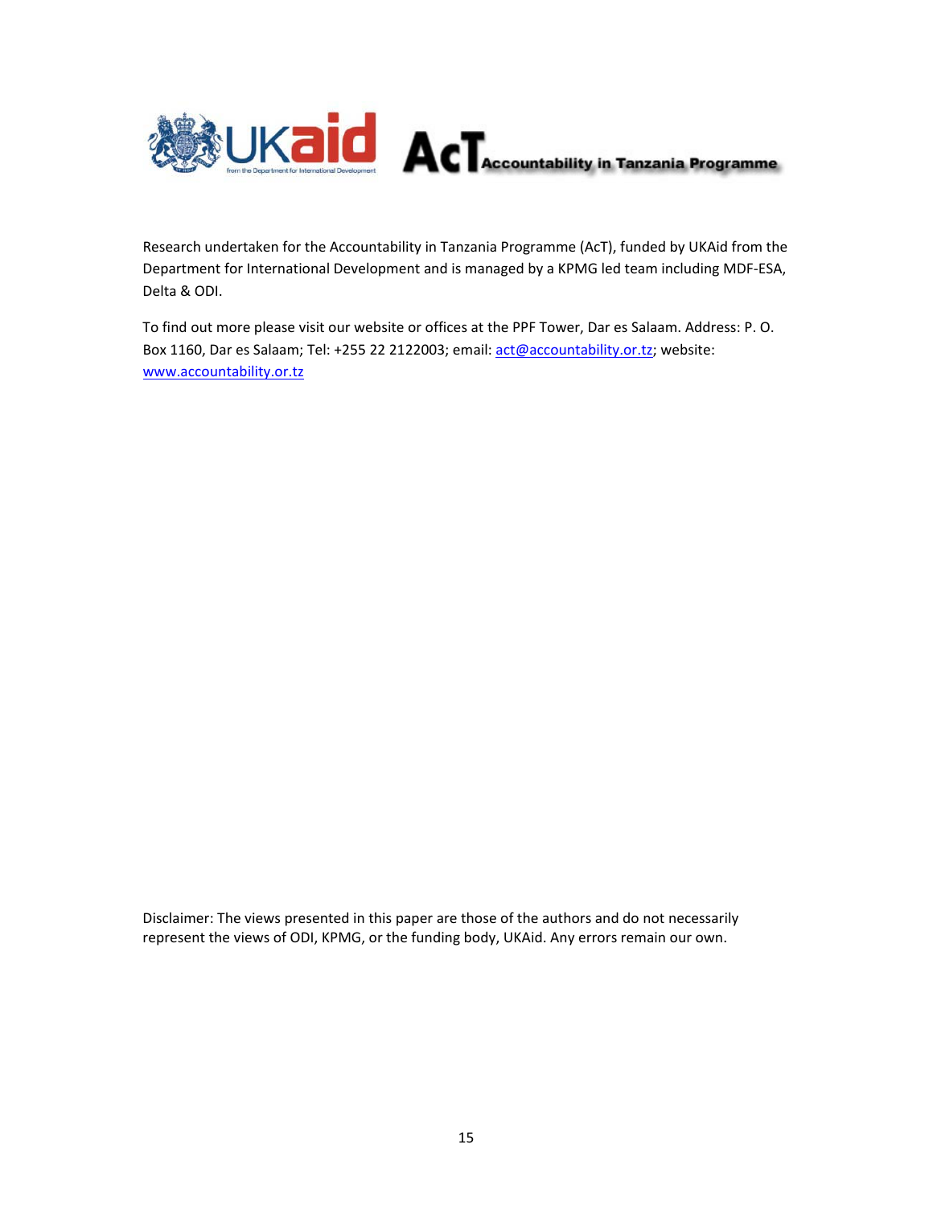Research undertaken for the Accountability in Tanzania Programme (AcT), funded by UKAid from the Department for International Development and is managed by a KPMG led team including MDF-ESA, Delta & ODI.

To find out more please visit our website or offices at the PPF Tower, Dar es Salaam. Address: P. O. Box 1160, Dar es Salaam; Tel: +255 22 2122003; email: act@accountability.or.tz; website: www.accountability.or.tz

Disclaimer: The views presented in this paper are those of the authors and do not necessarily represent the views of ODI, KPMG, or the funding body, UKAid. Any errors remain our own.